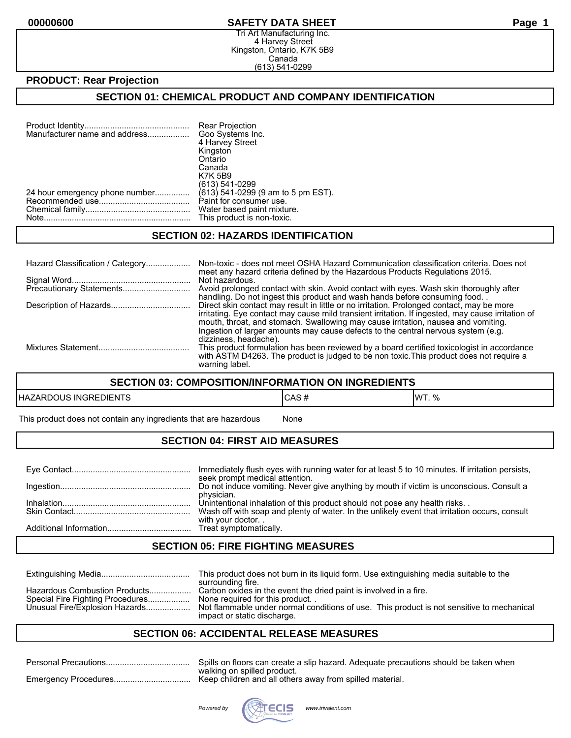**PRODUCT: Rear Projection**

## SECTION 01: CHEMICAL PRODUCT AND COMPANY IDENTIFICATION

Tri Art Manufacturing Inc.
4 Harvey Street
Kingston, Ontario, K7K 5B9
Canada
(613) 541-0299

| | |
|---|---|
| Product Identity | Rear Projection |
| Manufacturer name and address | Goo Systems Inc.<br>4 Harvey Street<br>Kingston<br>Ontario<br>Canada<br>K7K 5B9<br>(613) 541-0299 |
| 24 hour emergency phone number | (613) 541-0299 (9 am to 5 pm EST). |
| Recommended use | Paint for consumer use. |
| Chemical family | Water based paint mixture. |
| Note | This product is non-toxic. |

## SECTION 02: HAZARDS IDENTIFICATION

| | |
|---|---|
| Hazard Classification / Category | Non-toxic - does not meet OSHA Hazard Communication classification criteria. Does not meet any hazard criteria defined by the Hazardous Products Regulations 2015. |
| Signal Word | Not hazardous. |
| Precautionary Statements | Avoid prolonged contact with skin. Avoid contact with eyes. Wash skin thoroughly after handling. Do not ingest this product and wash hands before consuming food. . |
| Description of Hazards | Direct skin contact may result in little or no irritation. Prolonged contact, may be more irritating. Eye contact may cause mild transient irritation. If ingested, may cause irritation of mouth, throat, and stomach. Swallowing may cause irritation, nausea and vomiting. Ingestion of larger amounts may cause defects to the central nervous system (e.g. dizziness, headache). |
| Mixtures Statement | This product formulation has been reviewed by a board certified toxicologist in accordance with ASTM D4263. The product is judged to be non toxic.This product does not require a warning label. |

## SECTION 03: COMPOSITION/INFORMATION ON INGREDIENTS

| HAZARDOUS INGREDIENTS | CAS # | WT. % |
|---|---|---|
| This product does not contain any ingredients that are hazardous | None | |

## SECTION 04: FIRST AID MEASURES

| | |
|---|---|
| Eye Contact | Immediately flush eyes with running water for at least 5 to 10 minutes. If irritation persists, seek prompt medical attention. |
| Ingestion | Do not induce vomiting. Never give anything by mouth if victim is unconscious. Consult a physician. |
| Inhalation | Unintentional inhalation of this product should not pose any health risks. . |
| Skin Contact | Wash off with soap and plenty of water. In the unlikely event that irritation occurs, consult with your doctor. . |
| Additional Information | Treat symptomatically. |

## SECTION 05: FIRE FIGHTING MEASURES

| | |
|---|---|
| Extinguishing Media | This product does not burn in its liquid form. Use extinguishing media suitable to the surrounding fire. |
| Hazardous Combustion Products | Carbon oxides in the event the dried paint is involved in a fire. |
| Special Fire Fighting Procedures | None required for this product. . |
| Unusual Fire/Explosion Hazards | Not flammable under normal conditions of use. This product is not sensitive to mechanical impact or static discharge. |

## SECTION 06: ACCIDENTAL RELEASE MEASURES

| | |
|---|---|
| Personal Precautions | Spills on floors can create a slip hazard. Adequate precautions should be taken when walking on spilled product. |
| Emergency Procedures | Keep children and all others away from spilled material. |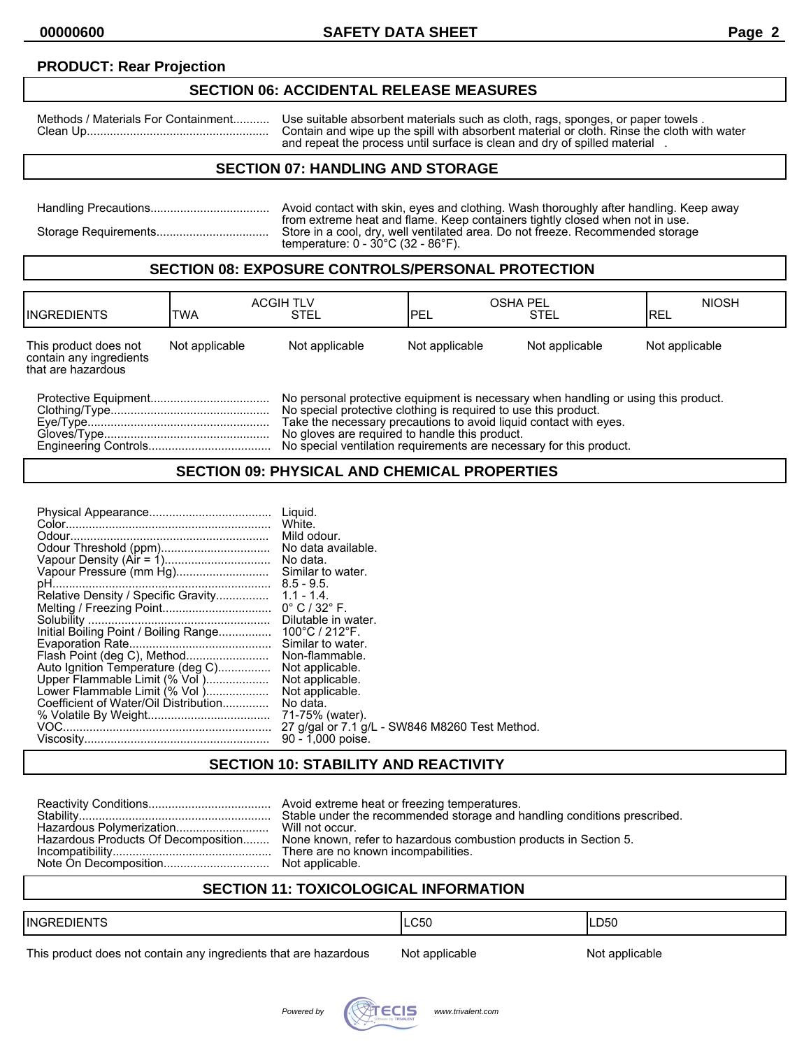**PRODUCT: Rear Projection**

## SECTION 06: ACCIDENTAL RELEASE MEASURES

Methods / Materials For Containment........... Use suitable absorbent materials such as cloth, rags, sponges, or paper towels .
Clean Up....................................................... Contain and wipe up the spill with absorbent material or cloth. Rinse the cloth with water and repeat the process until surface is clean and dry of spilled material .

## SECTION 07: HANDLING AND STORAGE

Handling Precautions.................................... Avoid contact with skin, eyes and clothing. Wash thoroughly after handling. Keep away from extreme heat and flame. Keep containers tightly closed when not in use.
Storage Requirements.................................. Store in a cool, dry, well ventilated area. Do not freeze. Recommended storage temperature: 0 - 30°C (32 - 86°F).

## SECTION 08: EXPOSURE CONTROLS/PERSONAL PROTECTION

| INGREDIENTS | ACGIH TLV | | OSHA PEL | | NIOSH |
|---|---|---|---|---|---|
| | TWA | STEL | PEL | STEL | REL |
| This product does not contain any ingredients that are hazardous | Not applicable | Not applicable | Not applicable | Not applicable | Not applicable |

Protective Equipment.................................... No personal protective equipment is necessary when handling or using this product.
Clothing/Type................................................ No special protective clothing is required to use this product.
Eye/Type....................................................... Take the necessary precautions to avoid liquid contact with eyes.
Gloves/Type.................................................. No gloves are required to handle this product.
Engineering Controls..................................... No special ventilation requirements are necessary for this product.

## SECTION 09: PHYSICAL AND CHEMICAL PROPERTIES

Physical Appearance..................................... Liquid.
Color.............................................................. White.
Odour............................................................. Mild odour.
Odour Threshold (ppm)................................. No data available.
Vapour Density (Air = 1)................................ No data.
Vapour Pressure (mm Hg)............................ Similar to water.
pH.................................................................. 8.5 - 9.5.
Relative Density / Specific Gravity................ 1.1 - 1.4.
Melting / Freezing Point................................. 0° C / 32° F.
Solubility ....................................................... Dilutable in water.
Initial Boiling Point / Boiling Range................ 100°C / 212°F.
Evaporation Rate........................................... Similar to water.
Flash Point (deg C), Method......................... Non-flammable.
Auto Ignition Temperature (deg C)................ Not applicable.
Upper Flammable Limit (% Vol )................... Not applicable.
Lower Flammable Limit (% Vol )................... Not applicable.
Coefficient of Water/Oil Distribution.............. No data.
% Volatile By Weight..................................... 71-75% (water).
VOC............................................................... 27 g/gal or 7.1 g/L - SW846 M8260 Test Method.
Viscosity........................................................ 90 - 1,000 poise.

## SECTION 10: STABILITY AND REACTIVITY

Reactivity Conditions..................................... Avoid extreme heat or freezing temperatures.
Stability.......................................................... Stable under the recommended storage and handling conditions prescribed.
Hazardous Polymerization............................ Will not occur.
Hazardous Products Of Decomposition........ None known, refer to hazardous combustion products in Section 5.
Incompatibility............................................... There are no known incompatibilities.
Note On Decomposition................................ Not applicable.

## SECTION 11: TOXICOLOGICAL INFORMATION

| INGREDIENTS | LC50 | LD50 |
|---|---|---|
| This product does not contain any ingredients that are hazardous | Not applicable | Not applicable |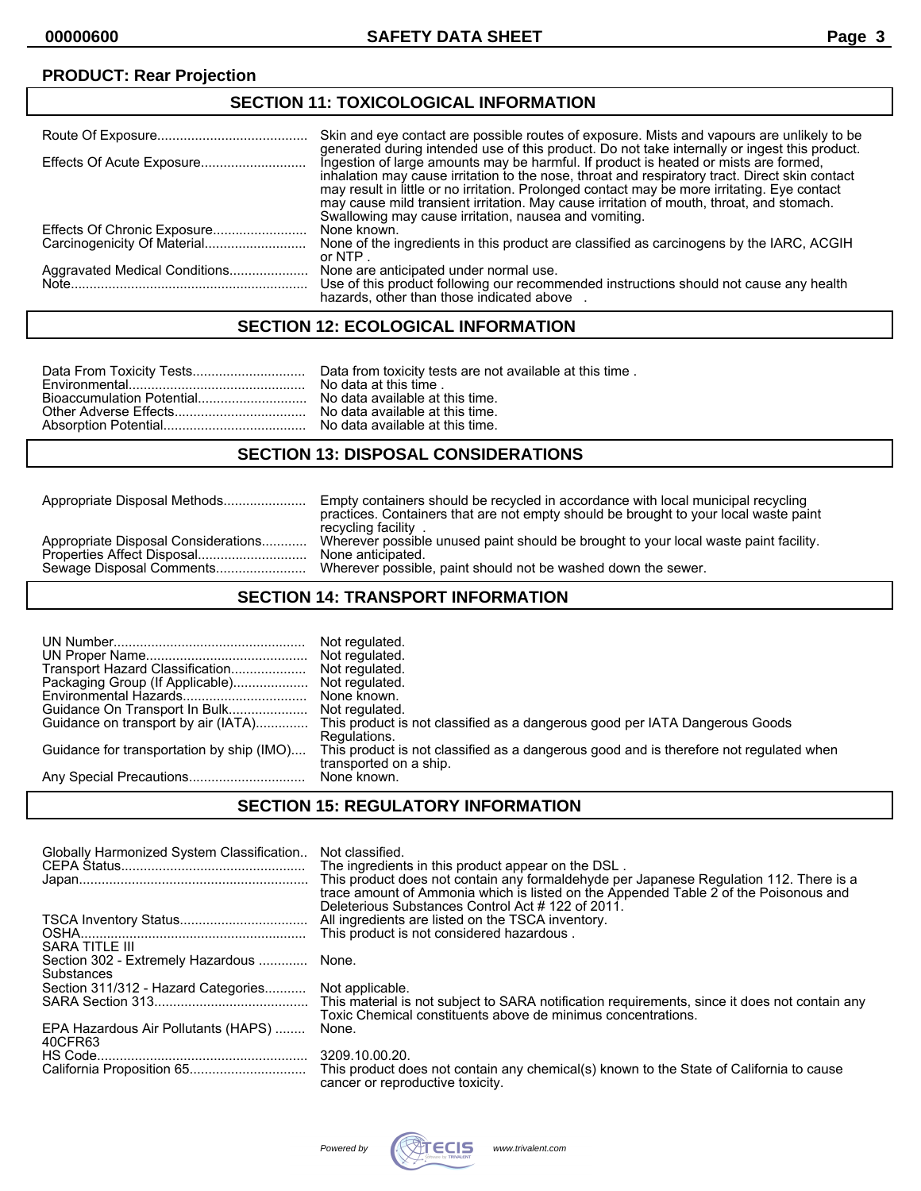**PRODUCT: Rear Projection**

## SECTION 11: TOXICOLOGICAL INFORMATION

| | |
|---|---|
| Route Of Exposure | Skin and eye contact are possible routes of exposure. Mists and vapours are unlikely to be generated during intended use of this product. Do not take internally or ingest this product. |
| Effects Of Acute Exposure | Ingestion of large amounts may be harmful. If product is heated or mists are formed, inhalation may cause irritation to the nose, throat and respiratory tract. Direct skin contact may result in little or no irritation. Prolonged contact may be more irritating. Eye contact may cause mild transient irritation. May cause irritation of mouth, throat, and stomach. Swallowing may cause irritation, nausea and vomiting. |
| Effects Of Chronic Exposure | None known. |
| Carcinogenicity Of Material | None of the ingredients in this product are classified as carcinogens by the IARC, ACGIH or NTP . |
| Aggravated Medical Conditions | None are anticipated under normal use. |
| Note | Use of this product following our recommended instructions should not cause any health hazards, other than those indicated above . |

## SECTION 12: ECOLOGICAL INFORMATION

| | |
|---|---|
| Data From Toxicity Tests | Data from toxicity tests are not available at this time . |
| Environmental | No data at this time . |
| Bioaccumulation Potential | No data available at this time. |
| Other Adverse Effects | No data available at this time. |
| Absorption Potential | No data available at this time. |

## SECTION 13: DISPOSAL CONSIDERATIONS

| | |
|---|---|
| Appropriate Disposal Methods | Empty containers should be recycled in accordance with local municipal recycling practices. Containers that are not empty should be brought to your local waste paint recycling facility . |
| Appropriate Disposal Considerations | Wherever possible unused paint should be brought to your local waste paint facility. |
| Properties Affect Disposal | None anticipated. |
| Sewage Disposal Comments | Wherever possible, paint should not be washed down the sewer. |

## SECTION 14: TRANSPORT INFORMATION

| | |
|---|---|
| UN Number | Not regulated. |
| UN Proper Name | Not regulated. |
| Transport Hazard Classification | Not regulated. |
| Packaging Group (If Applicable) | Not regulated. |
| Environmental Hazards | None known. |
| Guidance On Transport In Bulk | Not regulated. |
| Guidance on transport by air (IATA) | This product is not classified as a dangerous good per IATA Dangerous Goods Regulations. |
| Guidance for transportation by ship (IMO) | This product is not classified as a dangerous good and is therefore not regulated when transported on a ship. |
| Any Special Precautions | None known. |

## SECTION 15: REGULATORY INFORMATION

| | |
|---|---|
| Globally Harmonized System Classification | Not classified. |
| CEPA Status | The ingredients in this product appear on the DSL . |
| Japan | This product does not contain any formaldehyde per Japanese Regulation 112. There is a trace amount of Ammonia which is listed on the Appended Table 2 of the Poisonous and Deleterious Substances Control Act # 122 of 2011. |
| TSCA Inventory Status | All ingredients are listed on the TSCA inventory. |
| OSHA | This product is not considered hazardous . |
| SARA TITLE III | |
| Section 302 - Extremely Hazardous Substances | None. |
| Section 311/312 - Hazard Categories | Not applicable. |
| SARA Section 313 | This material is not subject to SARA notification requirements, since it does not contain any Toxic Chemical constituents above de minimus concentrations. |
| EPA Hazardous Air Pollutants (HAPS) 40CFR63 | None. |
| HS Code | 3209.10.00.20. |
| California Proposition 65 | This product does not contain any chemical(s) known to the State of California to cause cancer or reproductive toxicity. |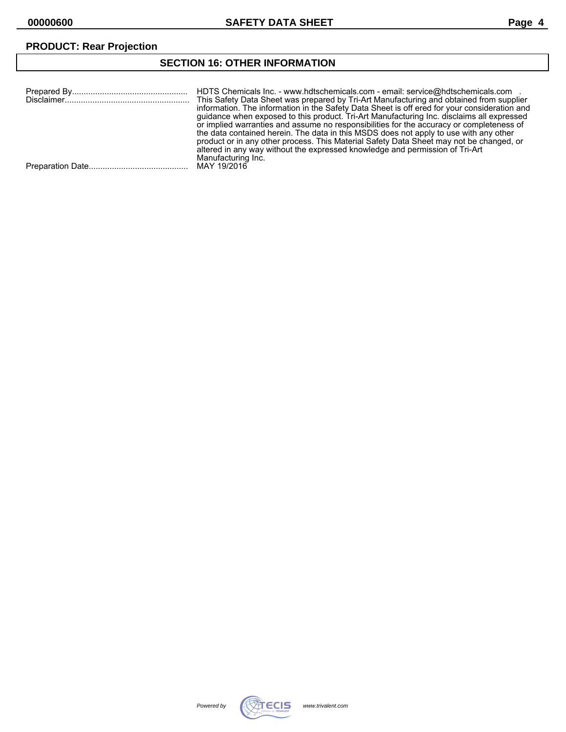**PRODUCT: Rear Projection**

## SECTION 16: OTHER INFORMATION

| | |
|---|---|
| Prepared By | HDTS Chemicals Inc. - www.hdtschemicals.com - email: service@hdtschemicals.com . |
| Disclaimer | This Safety Data Sheet was prepared by Tri-Art Manufacturing and obtained from supplier information. The information in the Safety Data Sheet is off ered for your consideration and guidance when exposed to this product. Tri-Art Manufacturing Inc. disclaims all expressed or implied warranties and assume no responsibilities for the accuracy or completeness of the data contained herein. The data in this MSDS does not apply to use with any other product or in any other process. This Material Safety Data Sheet may not be changed, or altered in any way without the expressed knowledge and permission of Tri-Art Manufacturing Inc. |
| Preparation Date | MAY 19/2016 |